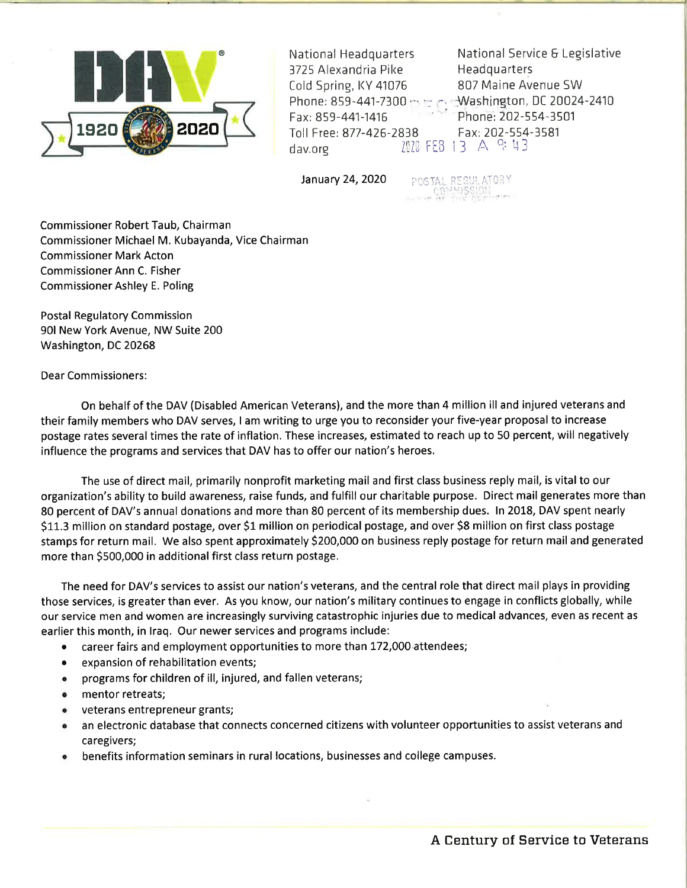DAV 1920 2020

National Headquarters
3725 Alexandria Pike
Cold Spring, KY 41076
Phone: 859-441-7300
Fax: 859-441-1416
Toll Free: 877-426-2838
dav.org

National Service & Legislative Headquarters
807 Maine Avenue SW
Washington, DC 20024-2410
Phone: 202-554-3501
Fax: 202-554-3581

2020 FEB 13 A 9:43

POSTAL REGULATORY COMMISSION

January 24, 2020

Commissioner Robert Taub, Chairman
Commissioner Michael M. Kubayanda, Vice Chairman
Commissioner Mark Acton
Commissioner Ann C. Fisher
Commissioner Ashley E. Poling

Postal Regulatory Commission
901 New York Avenue, NW Suite 200
Washington, DC 20268

Dear Commissioners:

On behalf of the DAV (Disabled American Veterans), and the more than 4 million ill and injured veterans and their family members who DAV serves, I am writing to urge you to reconsider your five-year proposal to increase postage rates several times the rate of inflation. These increases, estimated to reach up to 50 percent, will negatively influence the programs and services that DAV has to offer our nation's heroes.

The use of direct mail, primarily nonprofit marketing mail and first class business reply mail, is vital to our organization's ability to build awareness, raise funds, and fulfill our charitable purpose. Direct mail generates more than 80 percent of DAV's annual donations and more than 80 percent of its membership dues. In 2018, DAV spent nearly $11.3 million on standard postage, over $1 million on periodical postage, and over $8 million on first class postage stamps for return mail. We also spent approximately $200,000 on business reply postage for return mail and generated more than $500,000 in additional first class return postage.

The need for DAV's services to assist our nation's veterans, and the central role that direct mail plays in providing those services, is greater than ever. As you know, our nation's military continues to engage in conflicts globally, while our service men and women are increasingly surviving catastrophic injuries due to medical advances, even as recent as earlier this month, in Iraq. Our newer services and programs include:

- career fairs and employment opportunities to more than 172,000 attendees;
- expansion of rehabilitation events;
- programs for children of ill, injured, and fallen veterans;
- mentor retreats;
- veterans entrepreneur grants;
- an electronic database that connects concerned citizens with volunteer opportunities to assist veterans and caregivers;
- benefits information seminars in rural locations, businesses and college campuses.

A Century of Service to Veterans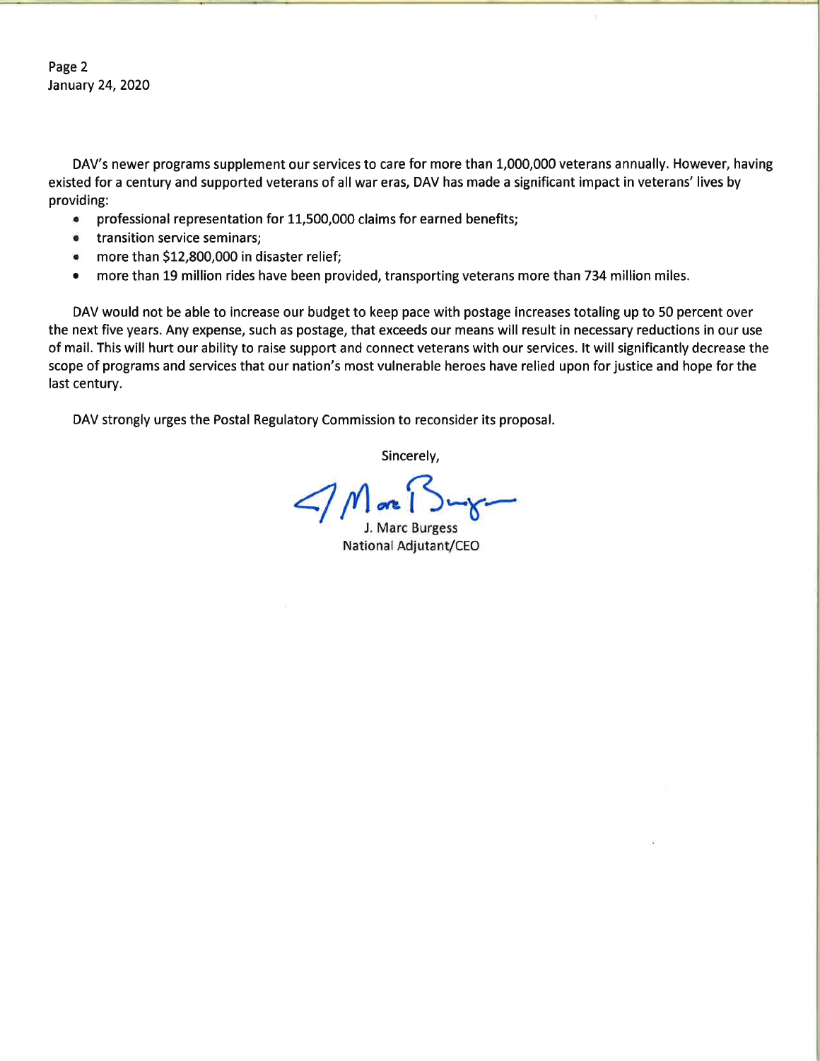DAV's newer programs supplement our services to care for more than 1,000,000 veterans annually. However, having existed for a century and supported veterans of all war eras, DAV has made a significant impact in veterans' lives by providing:

- professional representation for 11,500,000 claims for earned benefits;
- transition service seminars;
- more than $12,800,000 in disaster relief;
- more than 19 million rides have been provided, transporting veterans more than 734 million miles.

DAV would not be able to increase our budget to keep pace with postage increases totaling up to 50 percent over the next five years. Any expense, such as postage, that exceeds our means will result in necessary reductions in our use of mail. This will hurt our ability to raise support and connect veterans with our services. It will significantly decrease the scope of programs and services that our nation's most vulnerable heroes have relied upon for justice and hope for the last century.

DAV strongly urges the Postal Regulatory Commission to reconsider its proposal.

Sincerely,

J. Marc Burgess
National Adjutant/CEO